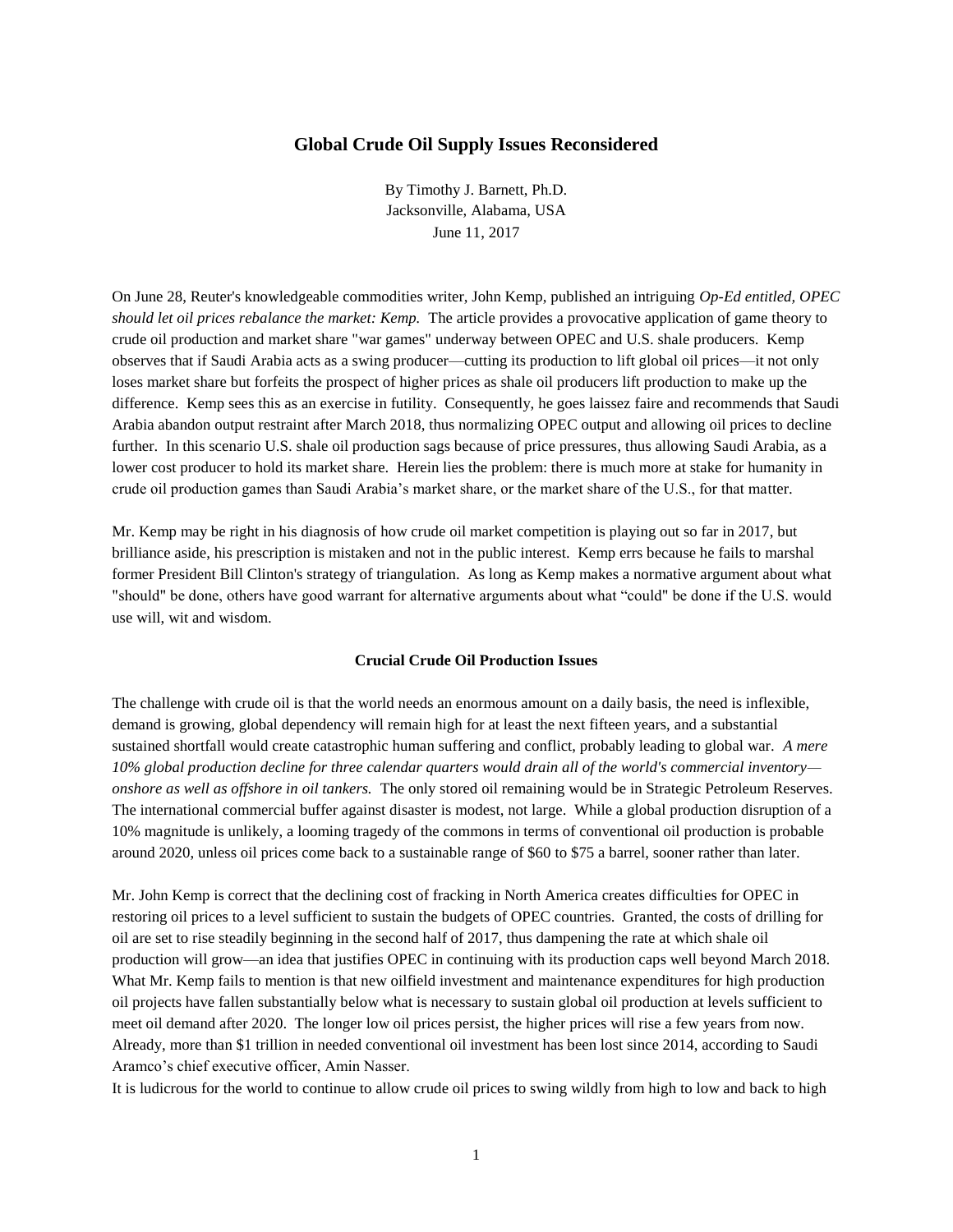## Global Crude Oil Supply Issues Reconsidered

By Timothy J. Barnett, Ph.D.
Jacksonville, Alabama, USA
June 11, 2017

On June 28, Reuter's knowledgeable commodities writer, John Kemp, published an intriguing *Op-Ed entitled, OPEC should let oil prices rebalance the market: Kemp.* The article provides a provocative application of game theory to crude oil production and market share "war games" underway between OPEC and U.S. shale producers. Kemp observes that if Saudi Arabia acts as a swing producer—cutting its production to lift global oil prices—it not only loses market share but forfeits the prospect of higher prices as shale oil producers lift production to make up the difference. Kemp sees this as an exercise in futility. Consequently, he goes laissez faire and recommends that Saudi Arabia abandon output restraint after March 2018, thus normalizing OPEC output and allowing oil prices to decline further. In this scenario U.S. shale oil production sags because of price pressures, thus allowing Saudi Arabia, as a lower cost producer to hold its market share. Herein lies the problem: there is much more at stake for humanity in crude oil production games than Saudi Arabia's market share, or the market share of the U.S., for that matter.

Mr. Kemp may be right in his diagnosis of how crude oil market competition is playing out so far in 2017, but brilliance aside, his prescription is mistaken and not in the public interest. Kemp errs because he fails to marshal former President Bill Clinton's strategy of triangulation. As long as Kemp makes a normative argument about what "should" be done, others have good warrant for alternative arguments about what "could" be done if the U.S. would use will, wit and wisdom.

### Crucial Crude Oil Production Issues

The challenge with crude oil is that the world needs an enormous amount on a daily basis, the need is inflexible, demand is growing, global dependency will remain high for at least the next fifteen years, and a substantial sustained shortfall would create catastrophic human suffering and conflict, probably leading to global war. *A mere 10% global production decline for three calendar quarters would drain all of the world's commercial inventory—onshore as well as offshore in oil tankers.* The only stored oil remaining would be in Strategic Petroleum Reserves. The international commercial buffer against disaster is modest, not large. While a global production disruption of a 10% magnitude is unlikely, a looming tragedy of the commons in terms of conventional oil production is probable around 2020, unless oil prices come back to a sustainable range of $60 to $75 a barrel, sooner rather than later.

Mr. John Kemp is correct that the declining cost of fracking in North America creates difficulties for OPEC in restoring oil prices to a level sufficient to sustain the budgets of OPEC countries. Granted, the costs of drilling for oil are set to rise steadily beginning in the second half of 2017, thus dampening the rate at which shale oil production will grow—an idea that justifies OPEC in continuing with its production caps well beyond March 2018. What Mr. Kemp fails to mention is that new oilfield investment and maintenance expenditures for high production oil projects have fallen substantially below what is necessary to sustain global oil production at levels sufficient to meet oil demand after 2020. The longer low oil prices persist, the higher prices will rise a few years from now. Already, more than $1 trillion in needed conventional oil investment has been lost since 2014, according to Saudi Aramco's chief executive officer, Amin Nasser.

It is ludicrous for the world to continue to allow crude oil prices to swing wildly from high to low and back to high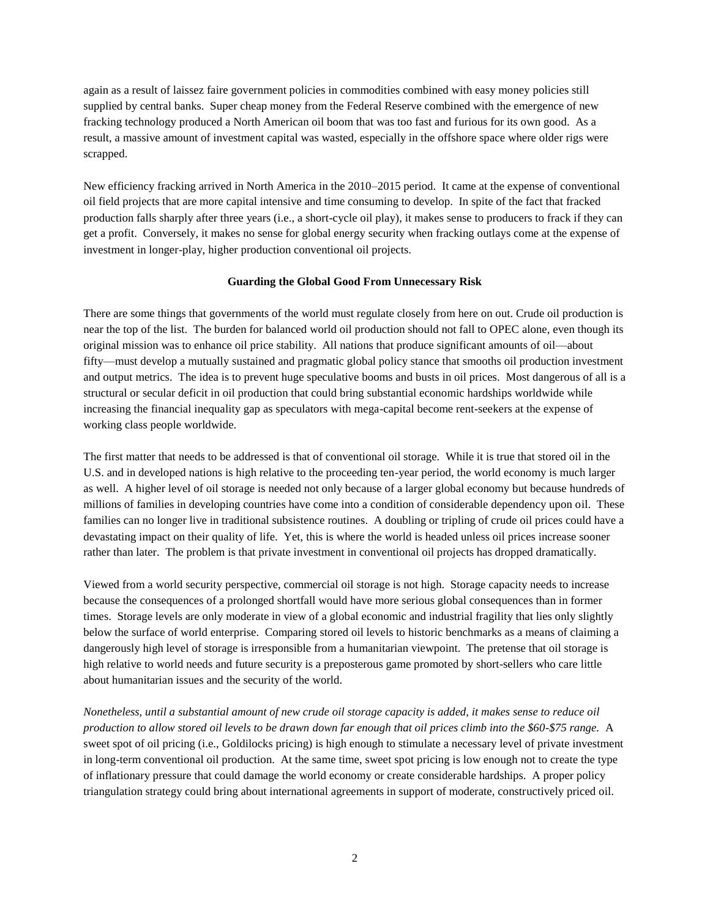again as a result of laissez faire government policies in commodities combined with easy money policies still supplied by central banks. Super cheap money from the Federal Reserve combined with the emergence of new fracking technology produced a North American oil boom that was too fast and furious for its own good. As a result, a massive amount of investment capital was wasted, especially in the offshore space where older rigs were scrapped.

New efficiency fracking arrived in North America in the 2010–2015 period. It came at the expense of conventional oil field projects that are more capital intensive and time consuming to develop. In spite of the fact that fracked production falls sharply after three years (i.e., a short-cycle oil play), it makes sense to producers to frack if they can get a profit. Conversely, it makes no sense for global energy security when fracking outlays come at the expense of investment in longer-play, higher production conventional oil projects.

**Guarding the Global Good From Unnecessary Risk**

There are some things that governments of the world must regulate closely from here on out. Crude oil production is near the top of the list. The burden for balanced world oil production should not fall to OPEC alone, even though its original mission was to enhance oil price stability. All nations that produce significant amounts of oil—about fifty—must develop a mutually sustained and pragmatic global policy stance that smooths oil production investment and output metrics. The idea is to prevent huge speculative booms and busts in oil prices. Most dangerous of all is a structural or secular deficit in oil production that could bring substantial economic hardships worldwide while increasing the financial inequality gap as speculators with mega-capital become rent-seekers at the expense of working class people worldwide.

The first matter that needs to be addressed is that of conventional oil storage. While it is true that stored oil in the U.S. and in developed nations is high relative to the proceeding ten-year period, the world economy is much larger as well. A higher level of oil storage is needed not only because of a larger global economy but because hundreds of millions of families in developing countries have come into a condition of considerable dependency upon oil. These families can no longer live in traditional subsistence routines. A doubling or tripling of crude oil prices could have a devastating impact on their quality of life. Yet, this is where the world is headed unless oil prices increase sooner rather than later. The problem is that private investment in conventional oil projects has dropped dramatically.

Viewed from a world security perspective, commercial oil storage is not high. Storage capacity needs to increase because the consequences of a prolonged shortfall would have more serious global consequences than in former times. Storage levels are only moderate in view of a global economic and industrial fragility that lies only slightly below the surface of world enterprise. Comparing stored oil levels to historic benchmarks as a means of claiming a dangerously high level of storage is irresponsible from a humanitarian viewpoint. The pretense that oil storage is high relative to world needs and future security is a preposterous game promoted by short-sellers who care little about humanitarian issues and the security of the world.

*Nonetheless, until a substantial amount of new crude oil storage capacity is added, it makes sense to reduce oil production to allow stored oil levels to be drawn down far enough that oil prices climb into the $60-$75 range.* A sweet spot of oil pricing (i.e., Goldilocks pricing) is high enough to stimulate a necessary level of private investment in long-term conventional oil production. At the same time, sweet spot pricing is low enough not to create the type of inflationary pressure that could damage the world economy or create considerable hardships. A proper policy triangulation strategy could bring about international agreements in support of moderate, constructively priced oil.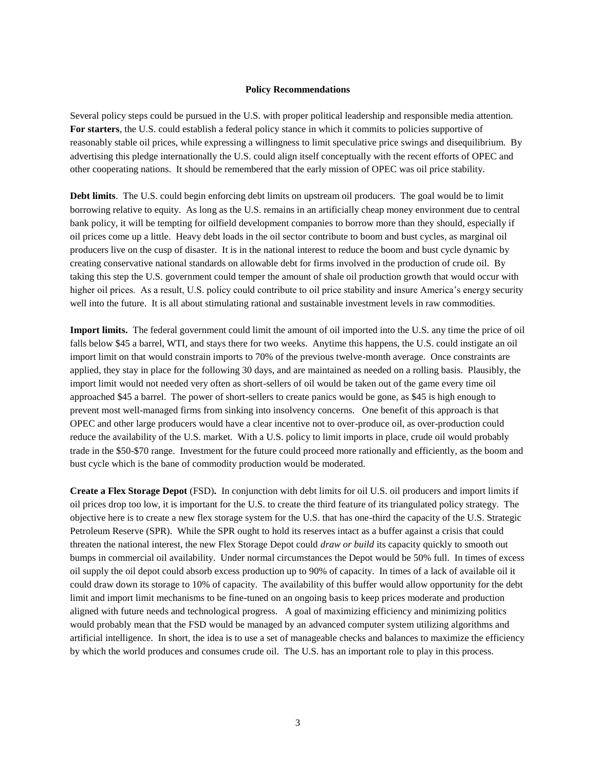## Policy Recommendations

Several policy steps could be pursued in the U.S. with proper political leadership and responsible media attention. **For starters**, the U.S. could establish a federal policy stance in which it commits to policies supportive of reasonably stable oil prices, while expressing a willingness to limit speculative price swings and disequilibrium. By advertising this pledge internationally the U.S. could align itself conceptually with the recent efforts of OPEC and other cooperating nations. It should be remembered that the early mission of OPEC was oil price stability.

**Debt limits**. The U.S. could begin enforcing debt limits on upstream oil producers. The goal would be to limit borrowing relative to equity. As long as the U.S. remains in an artificially cheap money environment due to central bank policy, it will be tempting for oilfield development companies to borrow more than they should, especially if oil prices come up a little. Heavy debt loads in the oil sector contribute to boom and bust cycles, as marginal oil producers live on the cusp of disaster. It is in the national interest to reduce the boom and bust cycle dynamic by creating conservative national standards on allowable debt for firms involved in the production of crude oil. By taking this step the U.S. government could temper the amount of shale oil production growth that would occur with higher oil prices. As a result, U.S. policy could contribute to oil price stability and insure America's energy security well into the future. It is all about stimulating rational and sustainable investment levels in raw commodities.

**Import limits.** The federal government could limit the amount of oil imported into the U.S. any time the price of oil falls below $45 a barrel, WTI, and stays there for two weeks. Anytime this happens, the U.S. could instigate an oil import limit on that would constrain imports to 70% of the previous twelve-month average. Once constraints are applied, they stay in place for the following 30 days, and are maintained as needed on a rolling basis. Plausibly, the import limit would not needed very often as short-sellers of oil would be taken out of the game every time oil approached $45 a barrel. The power of short-sellers to create panics would be gone, as $45 is high enough to prevent most well-managed firms from sinking into insolvency concerns. One benefit of this approach is that OPEC and other large producers would have a clear incentive not to over-produce oil, as over-production could reduce the availability of the U.S. market. With a U.S. policy to limit imports in place, crude oil would probably trade in the $50-$70 range. Investment for the future could proceed more rationally and efficiently, as the boom and bust cycle which is the bane of commodity production would be moderated.

**Create a Flex Storage Depot** (FSD)**.** In conjunction with debt limits for oil U.S. oil producers and import limits if oil prices drop too low, it is important for the U.S. to create the third feature of its triangulated policy strategy. The objective here is to create a new flex storage system for the U.S. that has one-third the capacity of the U.S. Strategic Petroleum Reserve (SPR). While the SPR ought to hold its reserves intact as a buffer against a crisis that could threaten the national interest, the new Flex Storage Depot could *draw or build* its capacity quickly to smooth out bumps in commercial oil availability. Under normal circumstances the Depot would be 50% full. In times of excess oil supply the oil depot could absorb excess production up to 90% of capacity. In times of a lack of available oil it could draw down its storage to 10% of capacity. The availability of this buffer would allow opportunity for the debt limit and import limit mechanisms to be fine-tuned on an ongoing basis to keep prices moderate and production aligned with future needs and technological progress. A goal of maximizing efficiency and minimizing politics would probably mean that the FSD would be managed by an advanced computer system utilizing algorithms and artificial intelligence. In short, the idea is to use a set of manageable checks and balances to maximize the efficiency by which the world produces and consumes crude oil. The U.S. has an important role to play in this process.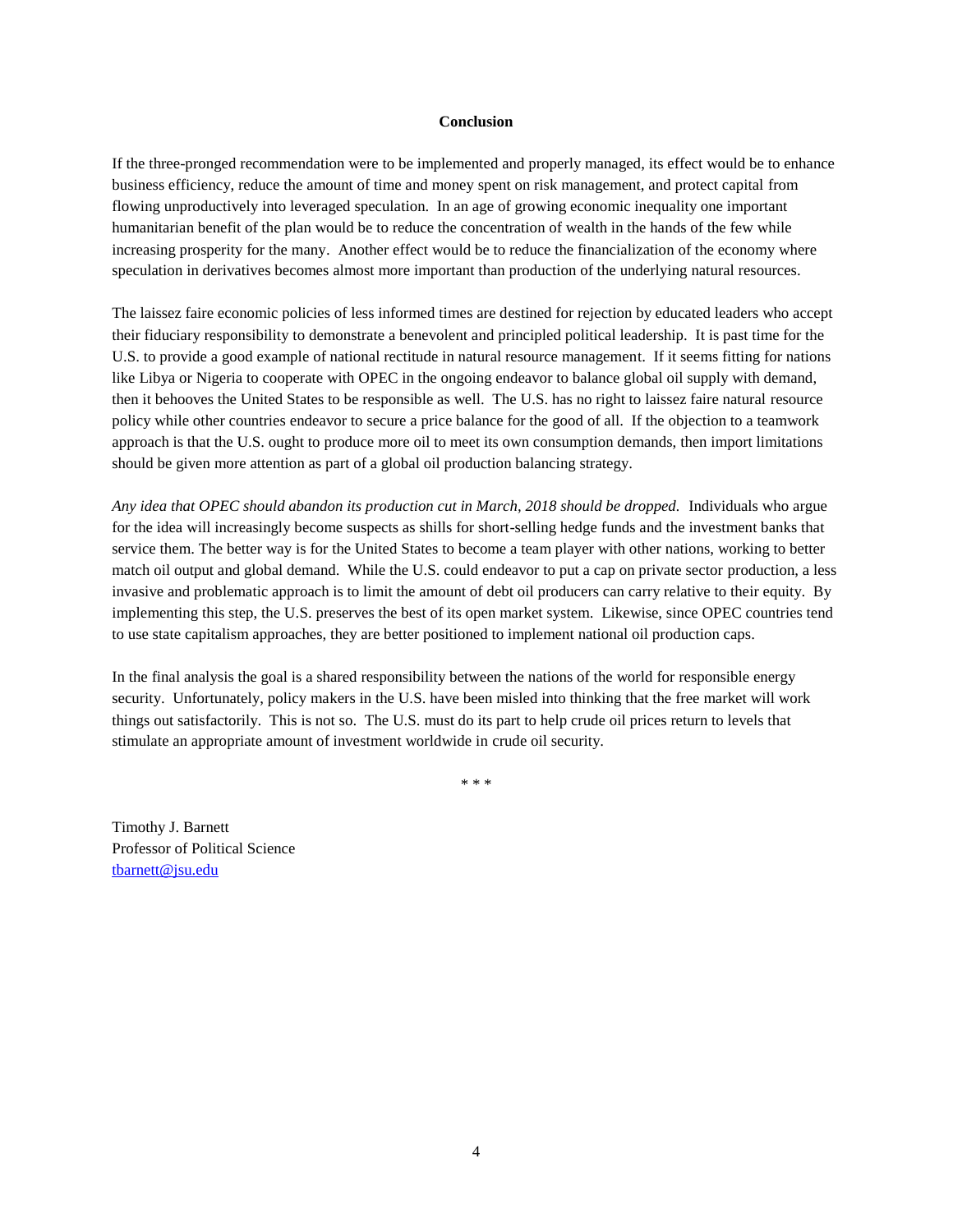## Conclusion

If the three-pronged recommendation were to be implemented and properly managed, its effect would be to enhance business efficiency, reduce the amount of time and money spent on risk management, and protect capital from flowing unproductively into leveraged speculation. In an age of growing economic inequality one important humanitarian benefit of the plan would be to reduce the concentration of wealth in the hands of the few while increasing prosperity for the many. Another effect would be to reduce the financialization of the economy where speculation in derivatives becomes almost more important than production of the underlying natural resources.

The laissez faire economic policies of less informed times are destined for rejection by educated leaders who accept their fiduciary responsibility to demonstrate a benevolent and principled political leadership. It is past time for the U.S. to provide a good example of national rectitude in natural resource management. If it seems fitting for nations like Libya or Nigeria to cooperate with OPEC in the ongoing endeavor to balance global oil supply with demand, then it behooves the United States to be responsible as well. The U.S. has no right to laissez faire natural resource policy while other countries endeavor to secure a price balance for the good of all. If the objection to a teamwork approach is that the U.S. ought to produce more oil to meet its own consumption demands, then import limitations should be given more attention as part of a global oil production balancing strategy.

*Any idea that OPEC should abandon its production cut in March, 2018 should be dropped.* Individuals who argue for the idea will increasingly become suspects as shills for short-selling hedge funds and the investment banks that service them. The better way is for the United States to become a team player with other nations, working to better match oil output and global demand. While the U.S. could endeavor to put a cap on private sector production, a less invasive and problematic approach is to limit the amount of debt oil producers can carry relative to their equity. By implementing this step, the U.S. preserves the best of its open market system. Likewise, since OPEC countries tend to use state capitalism approaches, they are better positioned to implement national oil production caps.

In the final analysis the goal is a shared responsibility between the nations of the world for responsible energy security. Unfortunately, policy makers in the U.S. have been misled into thinking that the free market will work things out satisfactorily. This is not so. The U.S. must do its part to help crude oil prices return to levels that stimulate an appropriate amount of investment worldwide in crude oil security.

\* \* \*

Timothy J. Barnett
Professor of Political Science
tbarnett@jsu.edu